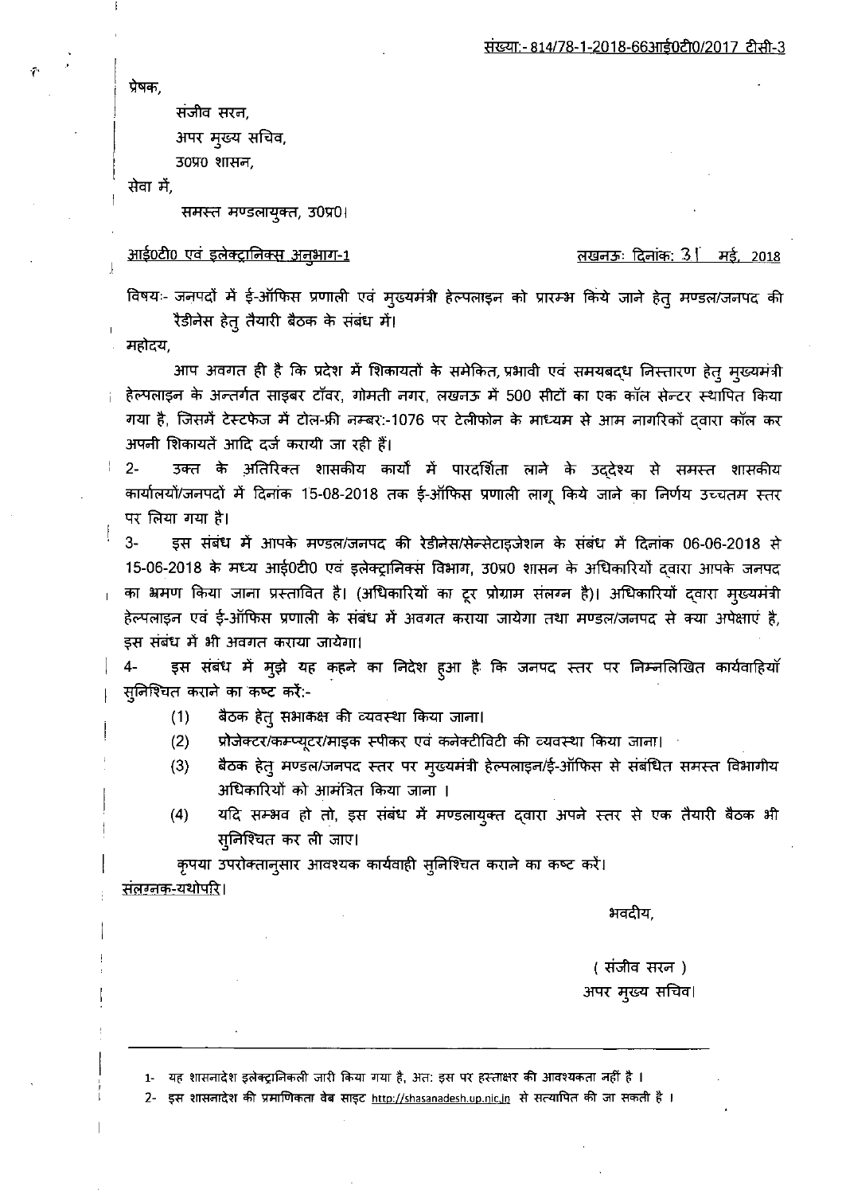संख्या:- 814/78-1-2018-66आई0टी0/2017 टीसी-3

प्रेषक,

संजीव सरन,
अपर मुख्य सचिव,
उ0प्र0 शासन,

सेवा में,

समस्त मण्डलायुक्त, उ0प्र0।

आई0टी0 एवं इलेक्ट्रानिक्स अनुभाग-1 लखनऊः दिनांक: 31 मई, 2018

विषयः- जनपदों में ई-ऑफिस प्रणाली एवं मुख्यमंत्री हेल्पलाइन को प्रारम्भ किये जाने हेतु मण्डल/जनपद की रैडीनेस हेतु तैयारी बैठक के संबंध में।

महोदय,

आप अवगत ही है कि प्रदेश में शिकायतों के समेकित, प्रभावी एवं समयबद्ध निस्तारण हेतु मुख्यमंत्री हेल्पलाइन के अन्तर्गत साइबर टॉवर, गोमती नगर, लखनऊ में 500 सीटों का एक कॉल सेन्टर स्थापित किया गया है, जिसमें टेस्टफेज में टोल-फ्री नम्बरः-1076 पर टेलीफोन के माध्यम से आम नागरिकों द्वारा कॉल कर अपनी शिकायतें आदि दर्ज करायी जा रही हैं।

2- उक्त के अतिरिक्त शासकीय कार्यों में पारदर्शिता लाने के उद्देश्य से समस्त शासकीय कार्यालयों/जनपदों में दिनांक 15-08-2018 तक ई-ऑफिस प्रणाली लागू किये जाने का निर्णय उच्चतम स्तर पर लिया गया है।

3- इस संबंध में आपके मण्डल/जनपद की रेडीनेस/सेन्सेटाइजेशन के संबंध में दिनांक 06-06-2018 से 15-06-2018 के मध्य आई0टी0 एवं इलेक्ट्रानिक्स विभाग, उ0प्र0 शासन के अधिकारियों द्वारा आपके जनपद का भ्रमण किया जाना प्रस्तावित है। (अधिकारियों का टूर प्रोग्राम संलग्न है)। अधिकारियों द्वारा मुख्यमंत्री हेल्पलाइन एवं ई-ऑफिस प्रणाली के संबंध में अवगत कराया जायेगा तथा मण्डल/जनपद से क्या अपेक्षाएं है, इस संबंध में भी अवगत कराया जायेगा।

4- इस संबंध में मुझे यह कहने का निदेश हुआ है कि जनपद स्तर पर निम्नलिखित कार्यवाहियाँ सुनिश्चित कराने का कष्ट करें:-

(1) बैठक हेतु सभाकक्ष की व्यवस्था किया जाना।

(2) प्रोजेक्टर/कम्प्यूटर/माइक स्पीकर एवं कनेक्टीविटी की व्यवस्था किया जाना।

(3) बैठक हेतु मण्डल/जनपद स्तर पर मुख्यमंत्री हेल्पलाइन/ई-ऑफिस से संबंधित समस्त विभागीय अधिकारियों को आमंत्रित किया जाना ।

(4) यदि सम्भव हो तो, इस संबंध में मण्डलायुक्त द्वारा अपने स्तर से एक तैयारी बैठक भी सुनिश्चित कर ली जाए।

कृपया उपरोक्तानुसार आवश्यक कार्यवाही सुनिश्चित कराने का कष्ट करें।

संलग्नक-यथोपरि।

भवदीय,

( संजीव सरन )
अपर मुख्य सचिव।

---

1- यह शासनादेश इलेक्ट्रानिकली जारी किया गया है, अत: इस पर हस्ताक्षर की आवश्यकता नहीं है ।

2- इस शासनादेश की प्रमाणिकता वेब साइट http://shasanadesh.up.nic.in से सत्यापित की जा सकती है ।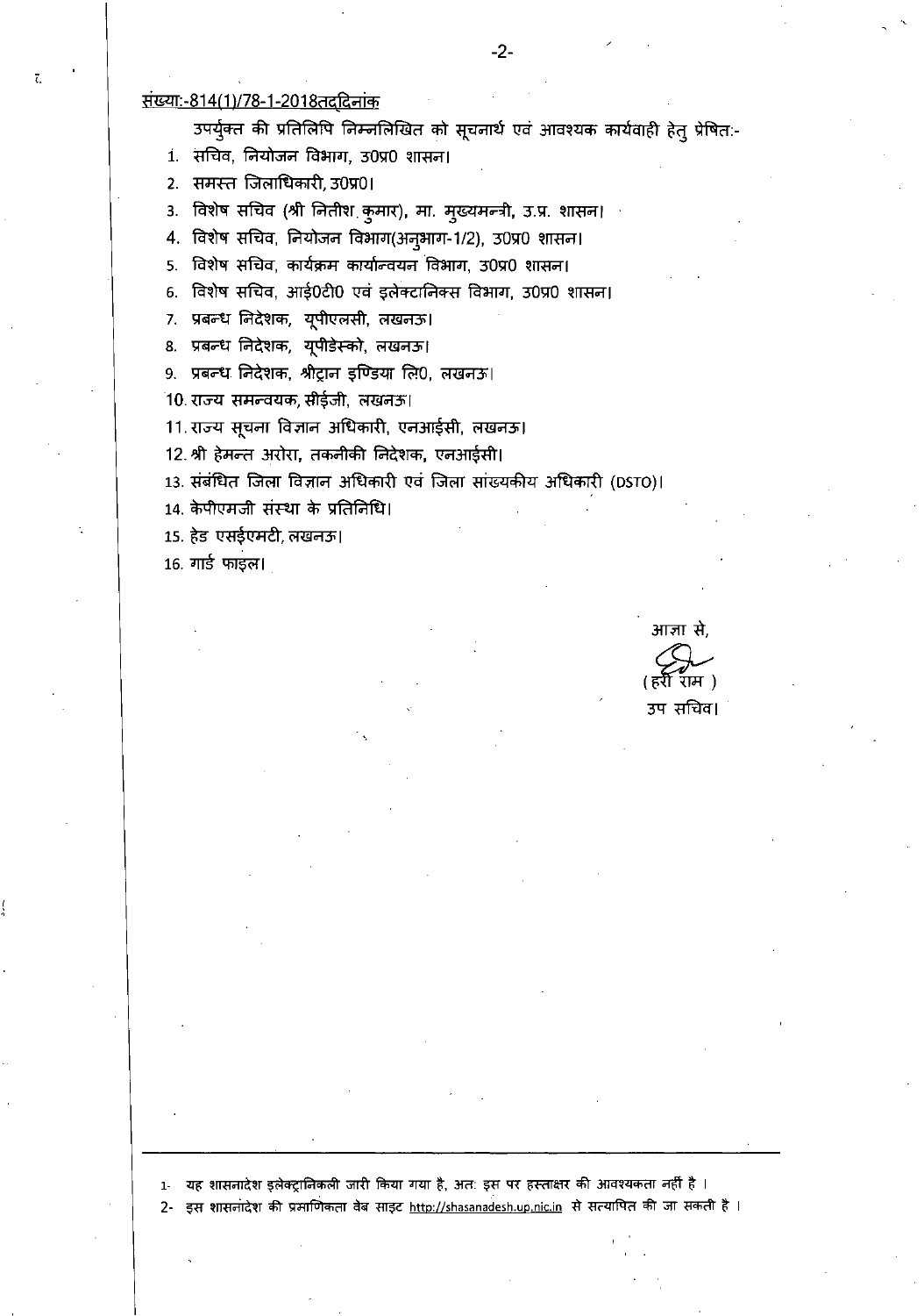संख्या:-814(1)/78-1-2018तद्दिनांक

उपर्युक्त की प्रतिलिपि निम्नलिखित को सूचनार्थ एवं आवश्यक कार्यवाही हेतु प्रेषित:-

1. सचिव, नियोजन विभाग, उ0प्र0 शासन।
2. समस्त जिलाधिकारी, उ0प्र0।
3. विशेष सचिव (श्री नितीश कुमार), मा. मुख्यमन्त्री, उ.प्र. शासन।
4. विशेष सचिव, नियोजन विभाग(अनुभाग-1/2), उ0प्र0 शासन।
5. विशेष सचिव, कार्यक्रम कार्यान्वयन विभाग, उ0प्र0 शासन।
6. विशेष सचिव, आई0टी0 एवं इलेक्टानिक्स विभाग, उ0प्र0 शासन।
7. प्रबन्ध निदेशक, यूपीएलसी, लखनऊ।
8. प्रबन्ध निदेशक, यूपीडेस्को, लखनऊ।
9. प्रबन्ध निदेशक, श्रीट्रान इण्डिया लि0, लखनऊ।
10. राज्य समन्वयक, सीईजी, लखनऊ।
11. राज्य सूचना विज्ञान अधिकारी, एनआईसी, लखनऊ।
12. श्री हेमन्त अरोरा, तकनीकी निदेशक, एनआईसी।
13. संबंधित जिला विज्ञान अधिकारी एवं जिला सांख्यकीय अधिकारी (DSTO)।
14. केपीएमजी संस्था के प्रतिनिधि।
15. हेड एसईएमटी, लखनऊ।
16. गार्ड फाइल।

आज्ञा से,

(हरी राम)

उप सचिव।

---

1- यह शासनादेश इलेक्ट्रानिकली जारी किया गया है, अतः इस पर हस्ताक्षर की आवश्यकता नहीं है ।

2- इस शासनादेश की प्रमाणिकता वेब साइट http://shasanadesh.up.nic.in से सत्यापित की जा सकती है ।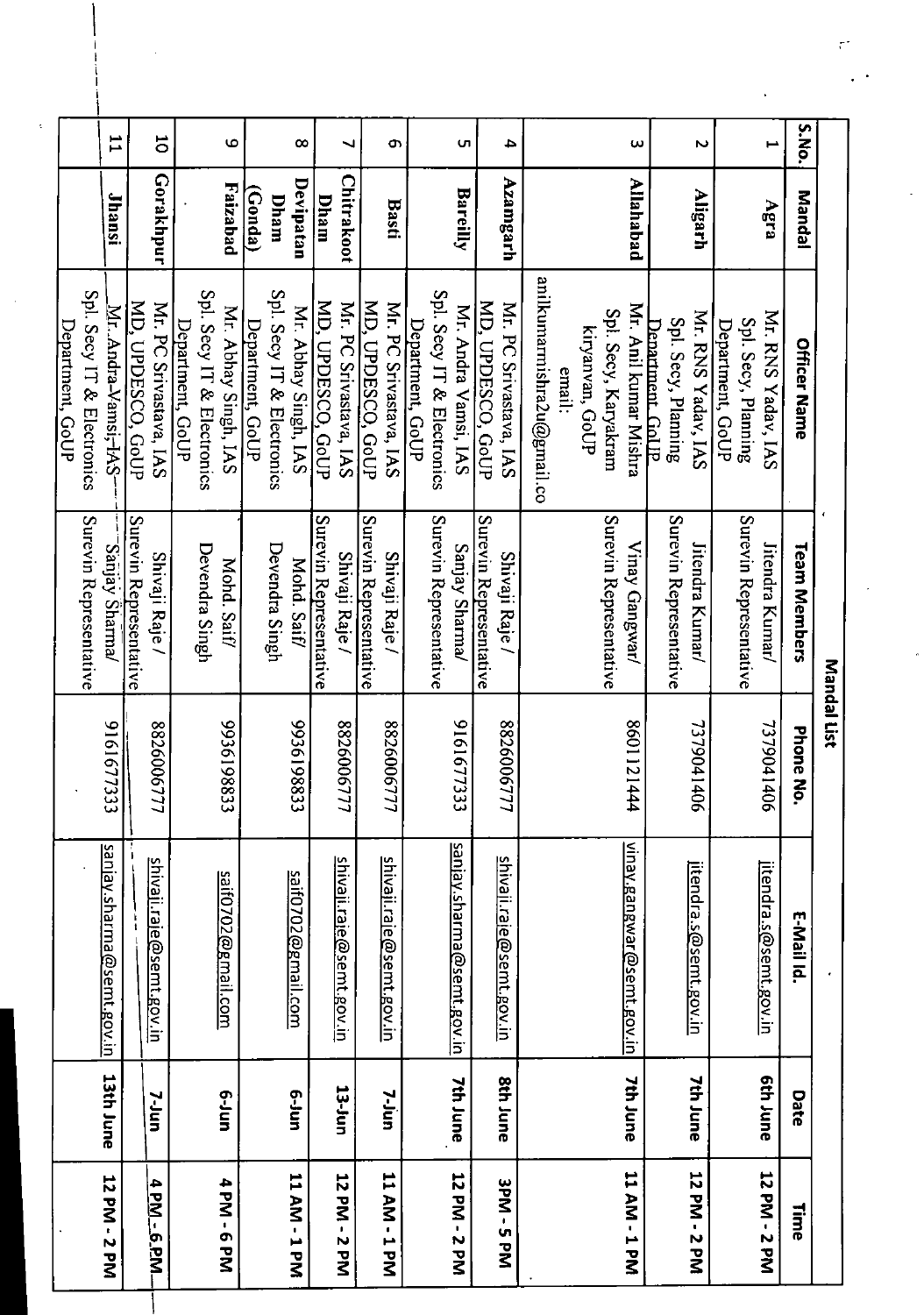## Mandal List

| S.No. | Mandal | Officer Name | Team Members | Phone No. | E-Mail Id. | Date | Time |
|---|---|---|---|---|---|---|---|
| 1 | Agra | Mr. RNS Yadav, IAS Spl. Secy, Planning Department, GoUP | Jitendra Kumar/ Surevin Representative | 7379041406 | jitendra.s@semt.gov.in | 6th June | 12 PM - 2 PM |
| 2 | Aligarh | Mr. RNS Yadav, IAS Spl. Secy, Planning Department, GoUP | Jitendra Kumar/ Surevin Representative | 7379041406 | jitendra.s@semt.gov.in | 7th June | 12 PM - 2 PM |
| 3 | Allahabad | Mr. Anil kumar Mishra Spl. Secy, Karyakram kiryanvan, GoUP email: anilkumarmishra2u@gmail.co | Vinay Gangwar/ Surevin Representative | 8601121444 | vinay.gangwar@semt.gov.in | 7th June | 11 AM - 1 PM |
| 4 | Azamgarh | Mr. PC Srivastava, IAS MD, UPDESCO, GoUP | Shivaji Raje / Surevin Representative | 8826006777 | shivaji.raje@semt.gov.in | 8th June | 3PM - 5 PM |
| 5 | Bareilly | Mr. Andra Vamsi, IAS Spl. Secy IT & Electronics Department, GoUP | Sanjay Sharma/ Surevin Representative | 9161677333 | sanjay.sharma@semt.gov.in | 7th June | 12 PM - 2 PM |
| 6 | Basti | Mr. PC Srivastava, IAS MD, UPDESCO, GoUP | Shivaji Raje / Surevin Representative | 8826006777 | shivaji.raje@semt.gov.in | 7-Jun | 11 AM - 1 PM |
| 7 | Chitrakoot Dham | Mr. PC Srivastava, IAS MD, UPDESCO, GoUP | Shivaji Raje / Surevin Representative | 8826006777 | shivaji.raje@semt.gov.in | 13-Jun | 12 PM - 2 PM |
| 8 | Devipatan Dham (Gonda) | Mr. Abhay Singh, IAS Spl. Secy IT & Electronics Department, GoUP | Mohd. Saif/ Devendra Singh | 9936198833 | saif0702@gmail.com | 6-Jun | 11 AM - 1 PM |
| 9 | Faizabad | Mr. Abhay Singh, IAS Spl. Secy IT & Electronics Department, GoUP | Mohd. Saif/ Devendra Singh | 9936198833 | saif0702@gmail.com | 6-Jun | 4 PM - 6 PM |
| 10 | Gorakhpur | Mr. PC Srivastava, IAS MD, UPDESCO, GoUP | Shivaji Raje / Surevin Representative | 8826006777 | shivaji.raje@semt.gov.in | 7-Jun | 4 PM - 6 PM |
| 11 | Jhansi | Mr. Andra Vamsi, IAS Spl. Secy IT & Electronics Department, GoUP | Sanjay Sharma/ Surevin Representative | 9161677333 | sanjay.sharma@semt.gov.in | 13th June | 12 PM - 2 PM |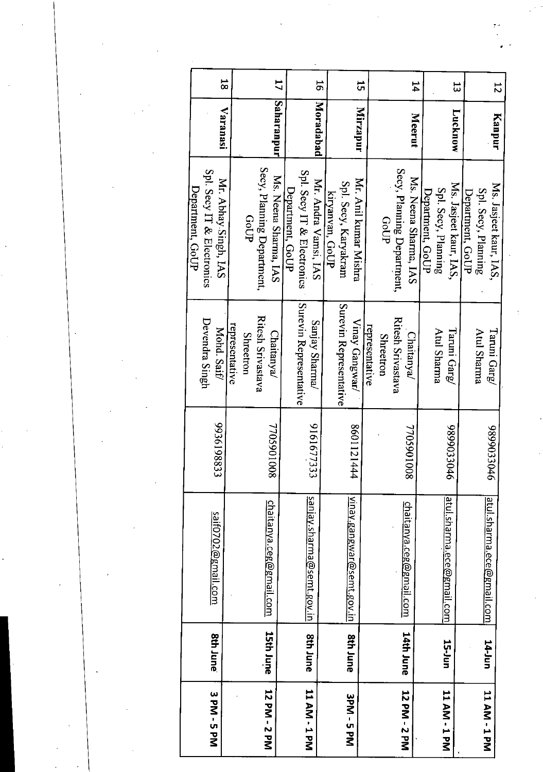| | | | | | | | |
|---|---|---|---|---|---|---|---|
| 12 | Kanpur | Ms. Jasjeet kaur, IAS, Spl. Secy, Planning Department, GoUP | Taruni Garg/ Atul Sharma | 9899033046 | atul.sharma.ece@gmail.com | 14-Jun | 11 AM - 1 PM |
| 13 | Lucknow | Ms. Jasjeet kaur, IAS, Spl. Secy, Planning Department, GoUP | Taruni Garg/ Atul Sharma | 9899033046 | atul.sharma.ece@gmail.com | 15-Jun | 11 AM - 1 PM |
| 14 | Meerut | Ms. Neena Sharma, IAS Secy, Planning Department, GoUP | Chaitanya/ Ritesh Srivastava Shreetron representative | 7705901008 | chaitanya.ceg@gmail.com | 14th June | 12 PM - 2 PM |
| 15 | Mirzapur | Mr. Anil kumar Mishra Spl. Secy, Karyakram kiryanvan, GoUP | Vinay Gangwar/ Surevin Representative | 8601121444 | vinay.gangwar@semt.gov.in | 8th June | 3PM - 5 PM |
| 16 | Moradabad | Mr. Andra Vamsi, IAS Spl. Secy IT & Electronics Department, GoUP | Sanjay Sharma/ Surevin Representative | 9161677333 | sanjay.sharma@semt.gov.in | 8th June | 11 AM - 1 PM |
| 17 | Saharanpur | Ms. Neena Sharma, IAS Secy, Planning Department, GoUP | Chaitanya/ Ritesh Srivastava Shreetron representative | 7705901008 | chaitanya.ceg@gmail.com | 15th June | 12 PM - 2 PM |
| 18 | Varanasi | Mr. Abhay Singh, IAS Spl. Secy IT & Electronics Department, GoUP | Mohd. Saif/ Devendra Singh | 9936198833 | saif0702@gmail.com | 8th June | 3 PM - 5 PM |